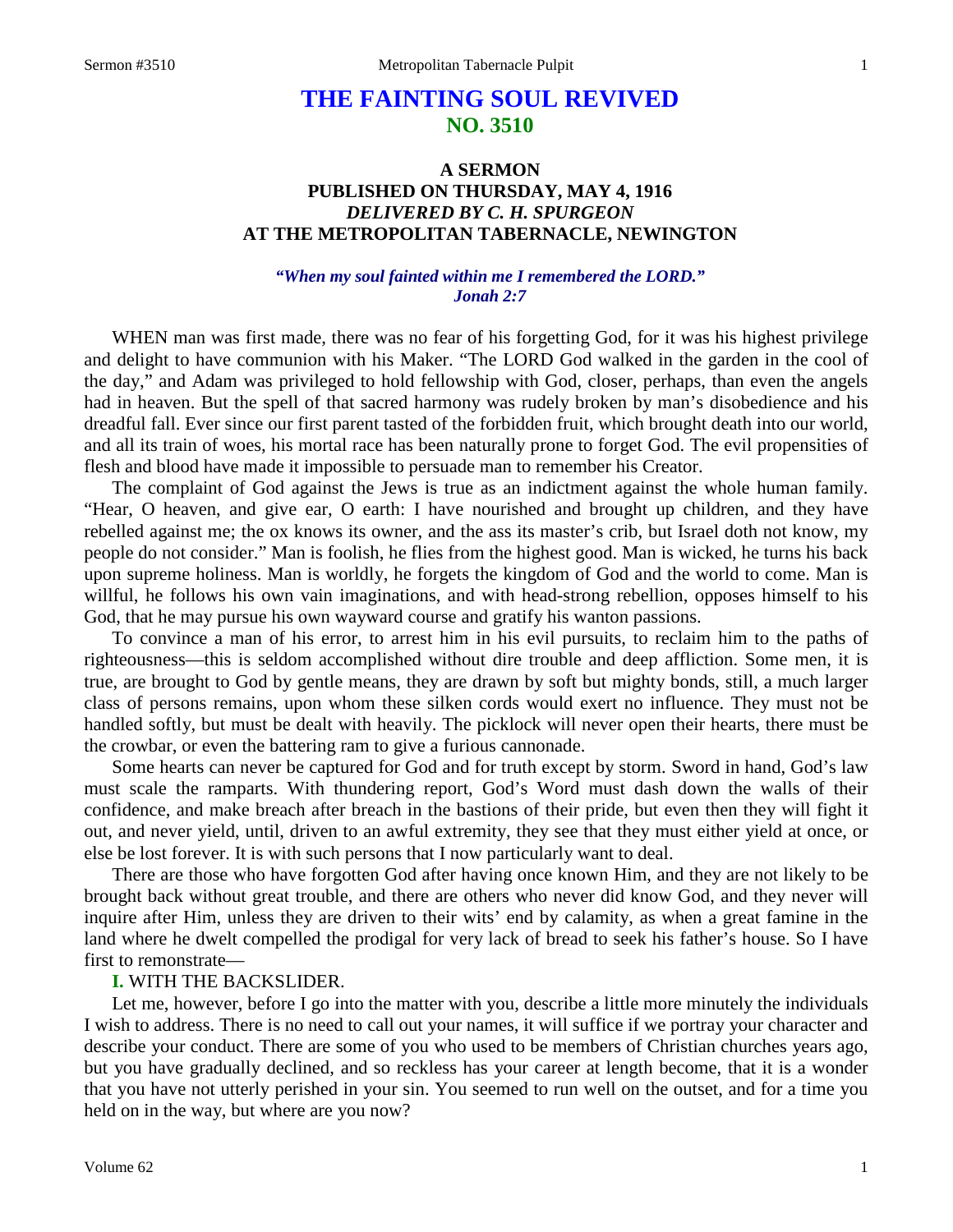# THE FAINTING SOUL REVIVED
## NO. 3510

### A SERMON
### PUBLISHED ON THURSDAY, MAY 4, 1916
### *DELIVERED BY C. H. SPURGEON*
### AT THE METROPOLITAN TABERNACLE, NEWINGTON

***"When my soul fainted within me I remembered the LORD." Jonah 2:7***

WHEN man was first made, there was no fear of his forgetting God, for it was his highest privilege and delight to have communion with his Maker. "The LORD God walked in the garden in the cool of the day," and Adam was privileged to hold fellowship with God, closer, perhaps, than even the angels had in heaven. But the spell of that sacred harmony was rudely broken by man's disobedience and his dreadful fall. Ever since our first parent tasted of the forbidden fruit, which brought death into our world, and all its train of woes, his mortal race has been naturally prone to forget God. The evil propensities of flesh and blood have made it impossible to persuade man to remember his Creator.

The complaint of God against the Jews is true as an indictment against the whole human family. "Hear, O heaven, and give ear, O earth: I have nourished and brought up children, and they have rebelled against me; the ox knows its owner, and the ass its master's crib, but Israel doth not know, my people do not consider." Man is foolish, he flies from the highest good. Man is wicked, he turns his back upon supreme holiness. Man is worldly, he forgets the kingdom of God and the world to come. Man is willful, he follows his own vain imaginations, and with head-strong rebellion, opposes himself to his God, that he may pursue his own wayward course and gratify his wanton passions.

To convince a man of his error, to arrest him in his evil pursuits, to reclaim him to the paths of righteousness—this is seldom accomplished without dire trouble and deep affliction. Some men, it is true, are brought to God by gentle means, they are drawn by soft but mighty bonds, still, a much larger class of persons remains, upon whom these silken cords would exert no influence. They must not be handled softly, but must be dealt with heavily. The picklock will never open their hearts, there must be the crowbar, or even the battering ram to give a furious cannonade.

Some hearts can never be captured for God and for truth except by storm. Sword in hand, God's law must scale the ramparts. With thundering report, God's Word must dash down the walls of their confidence, and make breach after breach in the bastions of their pride, but even then they will fight it out, and never yield, until, driven to an awful extremity, they see that they must either yield at once, or else be lost forever. It is with such persons that I now particularly want to deal.

There are those who have forgotten God after having once known Him, and they are not likely to be brought back without great trouble, and there are others who never did know God, and they never will inquire after Him, unless they are driven to their wits' end by calamity, as when a great famine in the land where he dwelt compelled the prodigal for very lack of bread to seek his father's house. So I have first to remonstrate—

**I.** WITH THE BACKSLIDER.

Let me, however, before I go into the matter with you, describe a little more minutely the individuals I wish to address. There is no need to call out your names, it will suffice if we portray your character and describe your conduct. There are some of you who used to be members of Christian churches years ago, but you have gradually declined, and so reckless has your career at length become, that it is a wonder that you have not utterly perished in your sin. You seemed to run well on the outset, and for a time you held on in the way, but where are you now?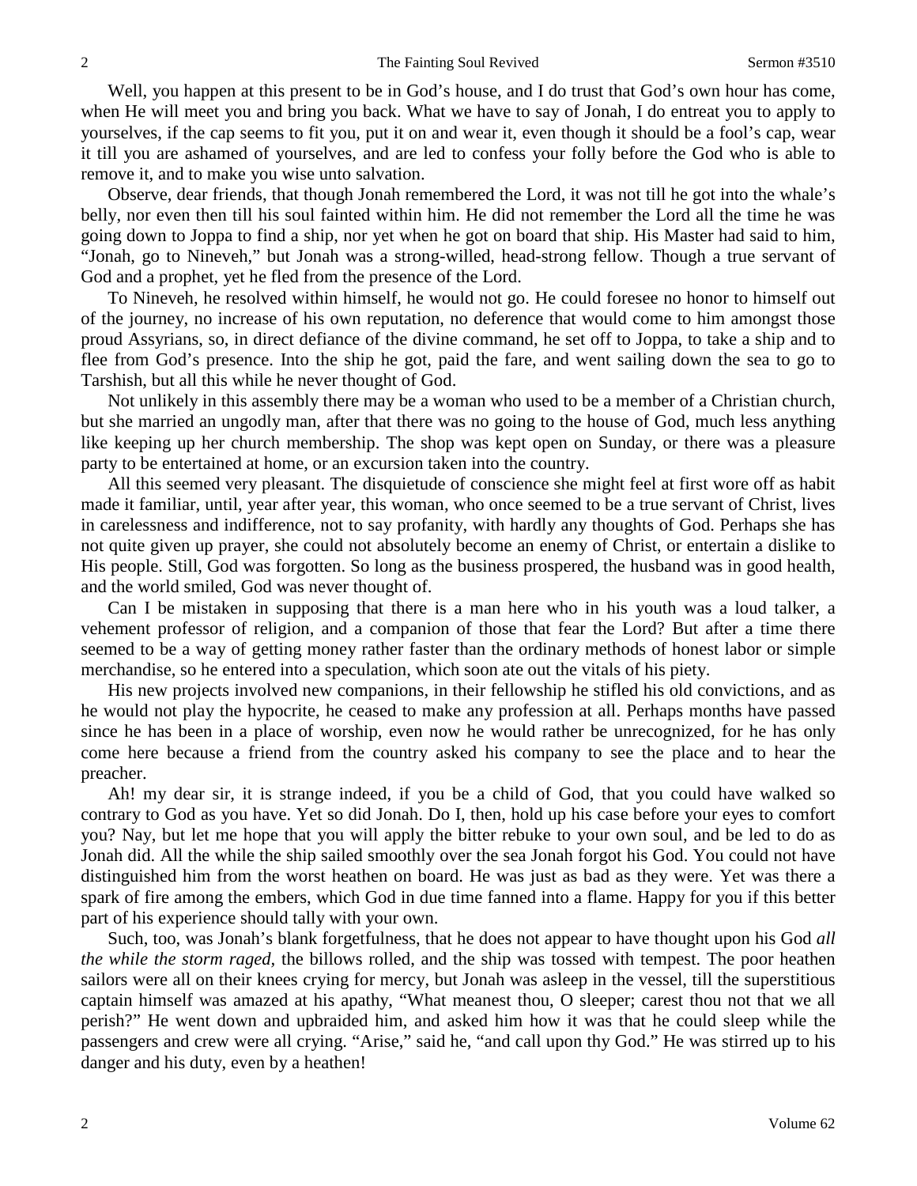Well, you happen at this present to be in God's house, and I do trust that God's own hour has come, when He will meet you and bring you back. What we have to say of Jonah, I do entreat you to apply to yourselves, if the cap seems to fit you, put it on and wear it, even though it should be a fool's cap, wear it till you are ashamed of yourselves, and are led to confess your folly before the God who is able to remove it, and to make you wise unto salvation.

Observe, dear friends, that though Jonah remembered the Lord, it was not till he got into the whale's belly, nor even then till his soul fainted within him. He did not remember the Lord all the time he was going down to Joppa to find a ship, nor yet when he got on board that ship. His Master had said to him, "Jonah, go to Nineveh," but Jonah was a strong-willed, head-strong fellow. Though a true servant of God and a prophet, yet he fled from the presence of the Lord.

To Nineveh, he resolved within himself, he would not go. He could foresee no honor to himself out of the journey, no increase of his own reputation, no deference that would come to him amongst those proud Assyrians, so, in direct defiance of the divine command, he set off to Joppa, to take a ship and to flee from God's presence. Into the ship he got, paid the fare, and went sailing down the sea to go to Tarshish, but all this while he never thought of God.

Not unlikely in this assembly there may be a woman who used to be a member of a Christian church, but she married an ungodly man, after that there was no going to the house of God, much less anything like keeping up her church membership. The shop was kept open on Sunday, or there was a pleasure party to be entertained at home, or an excursion taken into the country.

All this seemed very pleasant. The disquietude of conscience she might feel at first wore off as habit made it familiar, until, year after year, this woman, who once seemed to be a true servant of Christ, lives in carelessness and indifference, not to say profanity, with hardly any thoughts of God. Perhaps she has not quite given up prayer, she could not absolutely become an enemy of Christ, or entertain a dislike to His people. Still, God was forgotten. So long as the business prospered, the husband was in good health, and the world smiled, God was never thought of.

Can I be mistaken in supposing that there is a man here who in his youth was a loud talker, a vehement professor of religion, and a companion of those that fear the Lord? But after a time there seemed to be a way of getting money rather faster than the ordinary methods of honest labor or simple merchandise, so he entered into a speculation, which soon ate out the vitals of his piety.

His new projects involved new companions, in their fellowship he stifled his old convictions, and as he would not play the hypocrite, he ceased to make any profession at all. Perhaps months have passed since he has been in a place of worship, even now he would rather be unrecognized, for he has only come here because a friend from the country asked his company to see the place and to hear the preacher.

Ah! my dear sir, it is strange indeed, if you be a child of God, that you could have walked so contrary to God as you have. Yet so did Jonah. Do I, then, hold up his case before your eyes to comfort you? Nay, but let me hope that you will apply the bitter rebuke to your own soul, and be led to do as Jonah did. All the while the ship sailed smoothly over the sea Jonah forgot his God. You could not have distinguished him from the worst heathen on board. He was just as bad as they were. Yet was there a spark of fire among the embers, which God in due time fanned into a flame. Happy for you if this better part of his experience should tally with your own.

Such, too, was Jonah's blank forgetfulness, that he does not appear to have thought upon his God *all the while the storm raged,* the billows rolled, and the ship was tossed with tempest. The poor heathen sailors were all on their knees crying for mercy, but Jonah was asleep in the vessel, till the superstitious captain himself was amazed at his apathy, "What meanest thou, O sleeper; carest thou not that we all perish?" He went down and upbraided him, and asked him how it was that he could sleep while the passengers and crew were all crying. "Arise," said he, "and call upon thy God." He was stirred up to his danger and his duty, even by a heathen!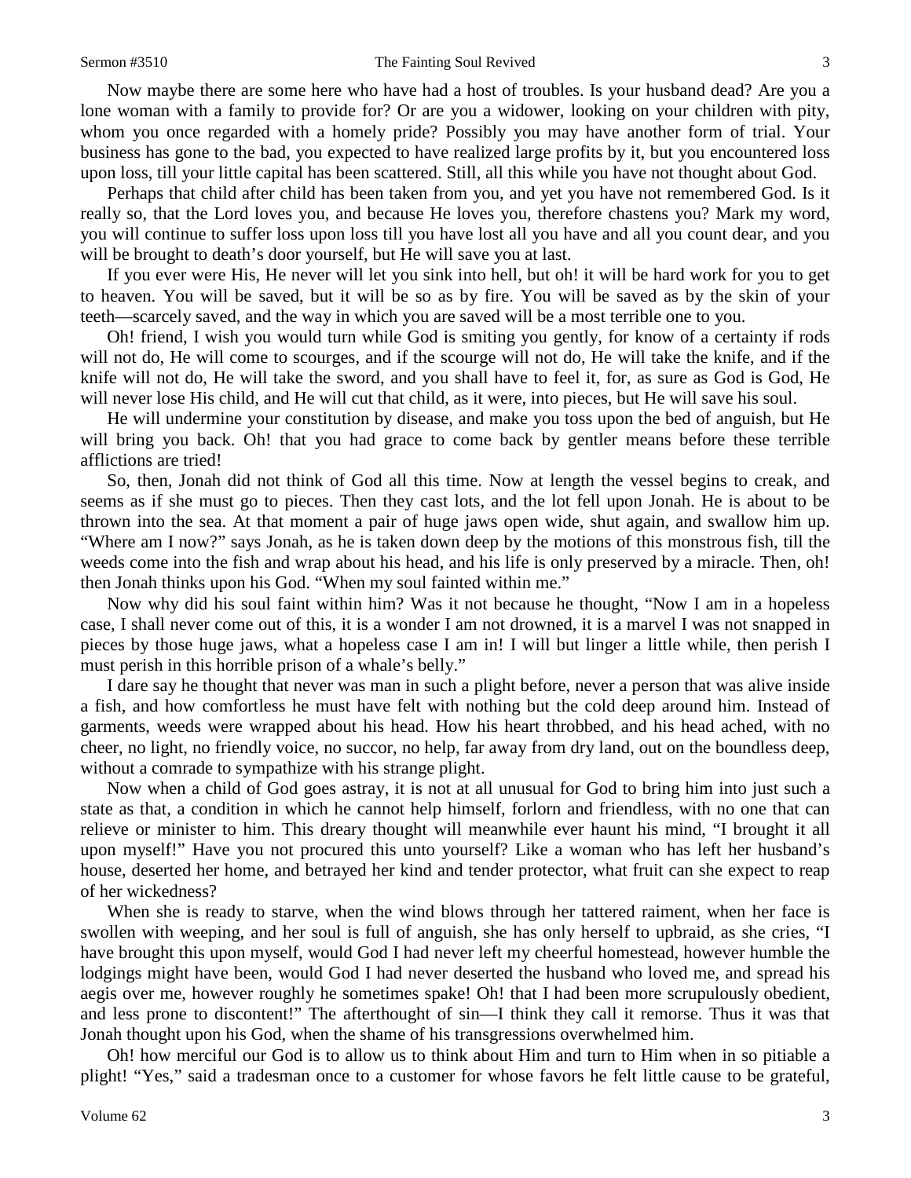Now maybe there are some here who have had a host of troubles. Is your husband dead? Are you a lone woman with a family to provide for? Or are you a widower, looking on your children with pity, whom you once regarded with a homely pride? Possibly you may have another form of trial. Your business has gone to the bad, you expected to have realized large profits by it, but you encountered loss upon loss, till your little capital has been scattered. Still, all this while you have not thought about God.

Perhaps that child after child has been taken from you, and yet you have not remembered God. Is it really so, that the Lord loves you, and because He loves you, therefore chastens you? Mark my word, you will continue to suffer loss upon loss till you have lost all you have and all you count dear, and you will be brought to death's door yourself, but He will save you at last.

If you ever were His, He never will let you sink into hell, but oh! it will be hard work for you to get to heaven. You will be saved, but it will be so as by fire. You will be saved as by the skin of your teeth—scarcely saved, and the way in which you are saved will be a most terrible one to you.

Oh! friend, I wish you would turn while God is smiting you gently, for know of a certainty if rods will not do, He will come to scourges, and if the scourge will not do, He will take the knife, and if the knife will not do, He will take the sword, and you shall have to feel it, for, as sure as God is God, He will never lose His child, and He will cut that child, as it were, into pieces, but He will save his soul.

He will undermine your constitution by disease, and make you toss upon the bed of anguish, but He will bring you back. Oh! that you had grace to come back by gentler means before these terrible afflictions are tried!

So, then, Jonah did not think of God all this time. Now at length the vessel begins to creak, and seems as if she must go to pieces. Then they cast lots, and the lot fell upon Jonah. He is about to be thrown into the sea. At that moment a pair of huge jaws open wide, shut again, and swallow him up. "Where am I now?" says Jonah, as he is taken down deep by the motions of this monstrous fish, till the weeds come into the fish and wrap about his head, and his life is only preserved by a miracle. Then, oh! then Jonah thinks upon his God. "When my soul fainted within me."

Now why did his soul faint within him? Was it not because he thought, "Now I am in a hopeless case, I shall never come out of this, it is a wonder I am not drowned, it is a marvel I was not snapped in pieces by those huge jaws, what a hopeless case I am in! I will but linger a little while, then perish I must perish in this horrible prison of a whale's belly."

I dare say he thought that never was man in such a plight before, never a person that was alive inside a fish, and how comfortless he must have felt with nothing but the cold deep around him. Instead of garments, weeds were wrapped about his head. How his heart throbbed, and his head ached, with no cheer, no light, no friendly voice, no succor, no help, far away from dry land, out on the boundless deep, without a comrade to sympathize with his strange plight.

Now when a child of God goes astray, it is not at all unusual for God to bring him into just such a state as that, a condition in which he cannot help himself, forlorn and friendless, with no one that can relieve or minister to him. This dreary thought will meanwhile ever haunt his mind, "I brought it all upon myself!" Have you not procured this unto yourself? Like a woman who has left her husband's house, deserted her home, and betrayed her kind and tender protector, what fruit can she expect to reap of her wickedness?

When she is ready to starve, when the wind blows through her tattered raiment, when her face is swollen with weeping, and her soul is full of anguish, she has only herself to upbraid, as she cries, "I have brought this upon myself, would God I had never left my cheerful homestead, however humble the lodgings might have been, would God I had never deserted the husband who loved me, and spread his aegis over me, however roughly he sometimes spake! Oh! that I had been more scrupulously obedient, and less prone to discontent!" The afterthought of sin—I think they call it remorse. Thus it was that Jonah thought upon his God, when the shame of his transgressions overwhelmed him.

Oh! how merciful our God is to allow us to think about Him and turn to Him when in so pitiable a plight! "Yes," said a tradesman once to a customer for whose favors he felt little cause to be grateful,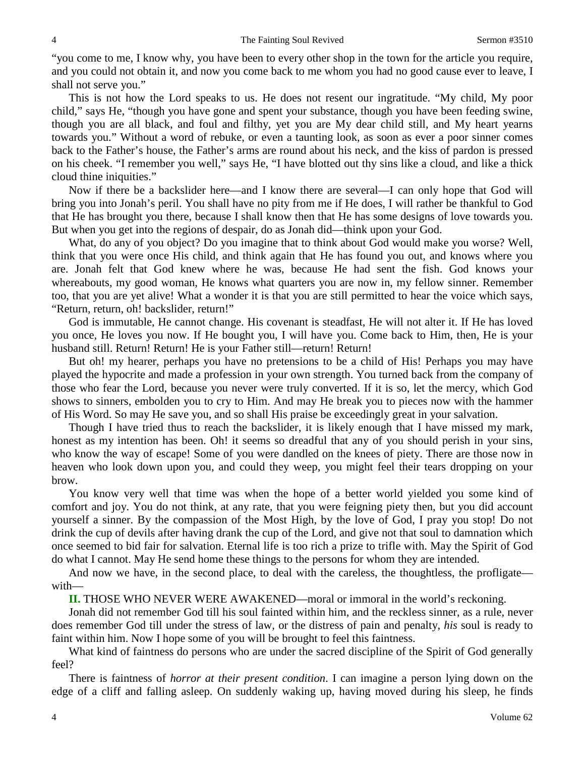"you come to me, I know why, you have been to every other shop in the town for the article you require, and you could not obtain it, and now you come back to me whom you had no good cause ever to leave, I shall not serve you."

This is not how the Lord speaks to us. He does not resent our ingratitude. "My child, My poor child," says He, "though you have gone and spent your substance, though you have been feeding swine, though you are all black, and foul and filthy, yet you are My dear child still, and My heart yearns towards you." Without a word of rebuke, or even a taunting look, as soon as ever a poor sinner comes back to the Father's house, the Father's arms are round about his neck, and the kiss of pardon is pressed on his cheek. "I remember you well," says He, "I have blotted out thy sins like a cloud, and like a thick cloud thine iniquities."

Now if there be a backslider here—and I know there are several—I can only hope that God will bring you into Jonah's peril. You shall have no pity from me if He does, I will rather be thankful to God that He has brought you there, because I shall know then that He has some designs of love towards you. But when you get into the regions of despair, do as Jonah did—think upon your God.

What, do any of you object? Do you imagine that to think about God would make you worse? Well, think that you were once His child, and think again that He has found you out, and knows where you are. Jonah felt that God knew where he was, because He had sent the fish. God knows your whereabouts, my good woman, He knows what quarters you are now in, my fellow sinner. Remember too, that you are yet alive! What a wonder it is that you are still permitted to hear the voice which says, "Return, return, oh! backslider, return!"

God is immutable, He cannot change. His covenant is steadfast, He will not alter it. If He has loved you once, He loves you now. If He bought you, I will have you. Come back to Him, then, He is your husband still. Return! Return! He is your Father still—return! Return!

But oh! my hearer, perhaps you have no pretensions to be a child of His! Perhaps you may have played the hypocrite and made a profession in your own strength. You turned back from the company of those who fear the Lord, because you never were truly converted. If it is so, let the mercy, which God shows to sinners, embolden you to cry to Him. And may He break you to pieces now with the hammer of His Word. So may He save you, and so shall His praise be exceedingly great in your salvation.

Though I have tried thus to reach the backslider, it is likely enough that I have missed my mark, honest as my intention has been. Oh! it seems so dreadful that any of you should perish in your sins, who know the way of escape! Some of you were dandled on the knees of piety. There are those now in heaven who look down upon you, and could they weep, you might feel their tears dropping on your brow.

You know very well that time was when the hope of a better world yielded you some kind of comfort and joy. You do not think, at any rate, that you were feigning piety then, but you did account yourself a sinner. By the compassion of the Most High, by the love of God, I pray you stop! Do not drink the cup of devils after having drank the cup of the Lord, and give not that soul to damnation which once seemed to bid fair for salvation. Eternal life is too rich a prize to trifle with. May the Spirit of God do what I cannot. May He send home these things to the persons for whom they are intended.

And now we have, in the second place, to deal with the careless, the thoughtless, the profligate—with—

**II.** THOSE WHO NEVER WERE AWAKENED—moral or immoral in the world's reckoning.

Jonah did not remember God till his soul fainted within him, and the reckless sinner, as a rule, never does remember God till under the stress of law, or the distress of pain and penalty, *his* soul is ready to faint within him. Now I hope some of you will be brought to feel this faintness.

What kind of faintness do persons who are under the sacred discipline of the Spirit of God generally feel?

There is faintness of *horror at their present condition*. I can imagine a person lying down on the edge of a cliff and falling asleep. On suddenly waking up, having moved during his sleep, he finds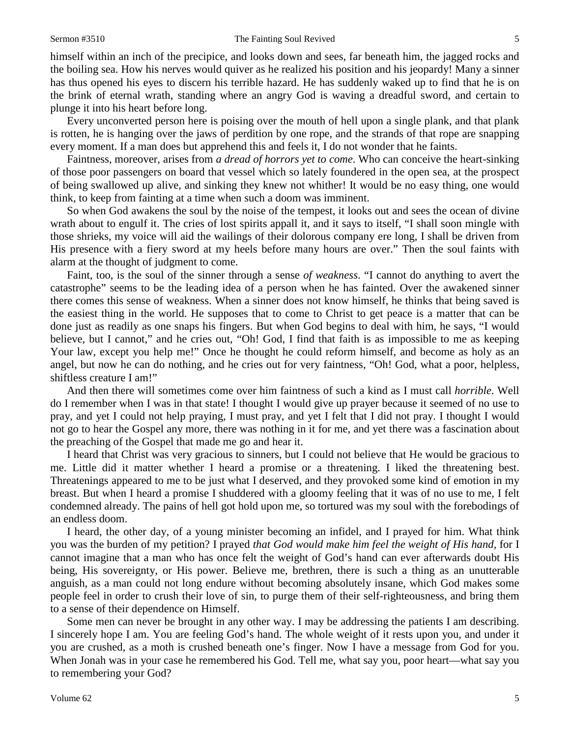himself within an inch of the precipice, and looks down and sees, far beneath him, the jagged rocks and the boiling sea. How his nerves would quiver as he realized his position and his jeopardy! Many a sinner has thus opened his eyes to discern his terrible hazard. He has suddenly waked up to find that he is on the brink of eternal wrath, standing where an angry God is waving a dreadful sword, and certain to plunge it into his heart before long.

Every unconverted person here is poising over the mouth of hell upon a single plank, and that plank is rotten, he is hanging over the jaws of perdition by one rope, and the strands of that rope are snapping every moment. If a man does but apprehend this and feels it, I do not wonder that he faints.

Faintness, moreover, arises from *a dread of horrors yet to come*. Who can conceive the heart-sinking of those poor passengers on board that vessel which so lately foundered in the open sea, at the prospect of being swallowed up alive, and sinking they knew not whither! It would be no easy thing, one would think, to keep from fainting at a time when such a doom was imminent.

So when God awakens the soul by the noise of the tempest, it looks out and sees the ocean of divine wrath about to engulf it. The cries of lost spirits appall it, and it says to itself, "I shall soon mingle with those shrieks, my voice will aid the wailings of their dolorous company ere long, I shall be driven from His presence with a fiery sword at my heels before many hours are over." Then the soul faints with alarm at the thought of judgment to come.

Faint, too, is the soul of the sinner through a sense *of weakness*. "I cannot do anything to avert the catastrophe" seems to be the leading idea of a person when he has fainted. Over the awakened sinner there comes this sense of weakness. When a sinner does not know himself, he thinks that being saved is the easiest thing in the world. He supposes that to come to Christ to get peace is a matter that can be done just as readily as one snaps his fingers. But when God begins to deal with him, he says, "I would believe, but I cannot," and he cries out, "Oh! God, I find that faith is as impossible to me as keeping Your law, except you help me!" Once he thought he could reform himself, and become as holy as an angel, but now he can do nothing, and he cries out for very faintness, "Oh! God, what a poor, helpless, shiftless creature I am!"

And then there will sometimes come over him faintness of such a kind as I must call *horrible*. Well do I remember when I was in that state! I thought I would give up prayer because it seemed of no use to pray, and yet I could not help praying, I must pray, and yet I felt that I did not pray. I thought I would not go to hear the Gospel any more, there was nothing in it for me, and yet there was a fascination about the preaching of the Gospel that made me go and hear it.

I heard that Christ was very gracious to sinners, but I could not believe that He would be gracious to me. Little did it matter whether I heard a promise or a threatening. I liked the threatening best. Threatenings appeared to me to be just what I deserved, and they provoked some kind of emotion in my breast. But when I heard a promise I shuddered with a gloomy feeling that it was of no use to me, I felt condemned already. The pains of hell got hold upon me, so tortured was my soul with the forebodings of an endless doom.

I heard, the other day, of a young minister becoming an infidel, and I prayed for him. What think you was the burden of my petition? I prayed *that God would make him feel the weight of His hand*, for I cannot imagine that a man who has once felt the weight of God's hand can ever afterwards doubt His being, His sovereignty, or His power. Believe me, brethren, there is such a thing as an unutterable anguish, as a man could not long endure without becoming absolutely insane, which God makes some people feel in order to crush their love of sin, to purge them of their self-righteousness, and bring them to a sense of their dependence on Himself.

Some men can never be brought in any other way. I may be addressing the patients I am describing. I sincerely hope I am. You are feeling God's hand. The whole weight of it rests upon you, and under it you are crushed, as a moth is crushed beneath one's finger. Now I have a message from God for you. When Jonah was in your case he remembered his God. Tell me, what say you, poor heart—what say you to remembering your God?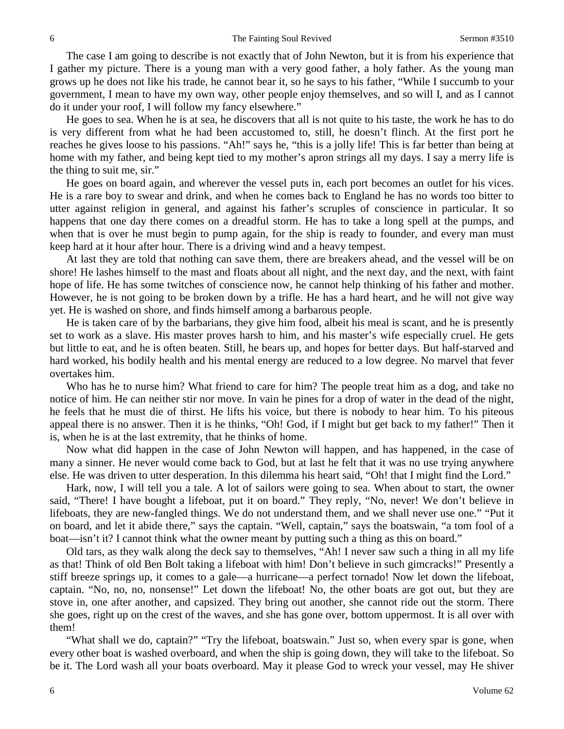The case I am going to describe is not exactly that of John Newton, but it is from his experience that I gather my picture. There is a young man with a very good father, a holy father. As the young man grows up he does not like his trade, he cannot bear it, so he says to his father, "While I succumb to your government, I mean to have my own way, other people enjoy themselves, and so will I, and as I cannot do it under your roof, I will follow my fancy elsewhere."

He goes to sea. When he is at sea, he discovers that all is not quite to his taste, the work he has to do is very different from what he had been accustomed to, still, he doesn't flinch. At the first port he reaches he gives loose to his passions. "Ah!" says he, "this is a jolly life! This is far better than being at home with my father, and being kept tied to my mother's apron strings all my days. I say a merry life is the thing to suit me, sir."

He goes on board again, and wherever the vessel puts in, each port becomes an outlet for his vices. He is a rare boy to swear and drink, and when he comes back to England he has no words too bitter to utter against religion in general, and against his father's scruples of conscience in particular. It so happens that one day there comes on a dreadful storm. He has to take a long spell at the pumps, and when that is over he must begin to pump again, for the ship is ready to founder, and every man must keep hard at it hour after hour. There is a driving wind and a heavy tempest.

At last they are told that nothing can save them, there are breakers ahead, and the vessel will be on shore! He lashes himself to the mast and floats about all night, and the next day, and the next, with faint hope of life. He has some twitches of conscience now, he cannot help thinking of his father and mother. However, he is not going to be broken down by a trifle. He has a hard heart, and he will not give way yet. He is washed on shore, and finds himself among a barbarous people.

He is taken care of by the barbarians, they give him food, albeit his meal is scant, and he is presently set to work as a slave. His master proves harsh to him, and his master's wife especially cruel. He gets but little to eat, and he is often beaten. Still, he bears up, and hopes for better days. But half-starved and hard worked, his bodily health and his mental energy are reduced to a low degree. No marvel that fever overtakes him.

Who has he to nurse him? What friend to care for him? The people treat him as a dog, and take no notice of him. He can neither stir nor move. In vain he pines for a drop of water in the dead of the night, he feels that he must die of thirst. He lifts his voice, but there is nobody to hear him. To his piteous appeal there is no answer. Then it is he thinks, "Oh! God, if I might but get back to my father!" Then it is, when he is at the last extremity, that he thinks of home.

Now what did happen in the case of John Newton will happen, and has happened, in the case of many a sinner. He never would come back to God, but at last he felt that it was no use trying anywhere else. He was driven to utter desperation. In this dilemma his heart said, "Oh! that I might find the Lord."

Hark, now, I will tell you a tale. A lot of sailors were going to sea. When about to start, the owner said, "There! I have bought a lifeboat, put it on board." They reply, "No, never! We don't believe in lifeboats, they are new-fangled things. We do not understand them, and we shall never use one." "Put it on board, and let it abide there," says the captain. "Well, captain," says the boatswain, "a tom fool of a boat—isn't it? I cannot think what the owner meant by putting such a thing as this on board."

Old tars, as they walk along the deck say to themselves, "Ah! I never saw such a thing in all my life as that! Think of old Ben Bolt taking a lifeboat with him! Don't believe in such gimcracks!" Presently a stiff breeze springs up, it comes to a gale—a hurricane—a perfect tornado! Now let down the lifeboat, captain. "No, no, no, nonsense!" Let down the lifeboat! No, the other boats are got out, but they are stove in, one after another, and capsized. They bring out another, she cannot ride out the storm. There she goes, right up on the crest of the waves, and she has gone over, bottom uppermost. It is all over with them!

"What shall we do, captain?" "Try the lifeboat, boatswain." Just so, when every spar is gone, when every other boat is washed overboard, and when the ship is going down, they will take to the lifeboat. So be it. The Lord wash all your boats overboard. May it please God to wreck your vessel, may He shiver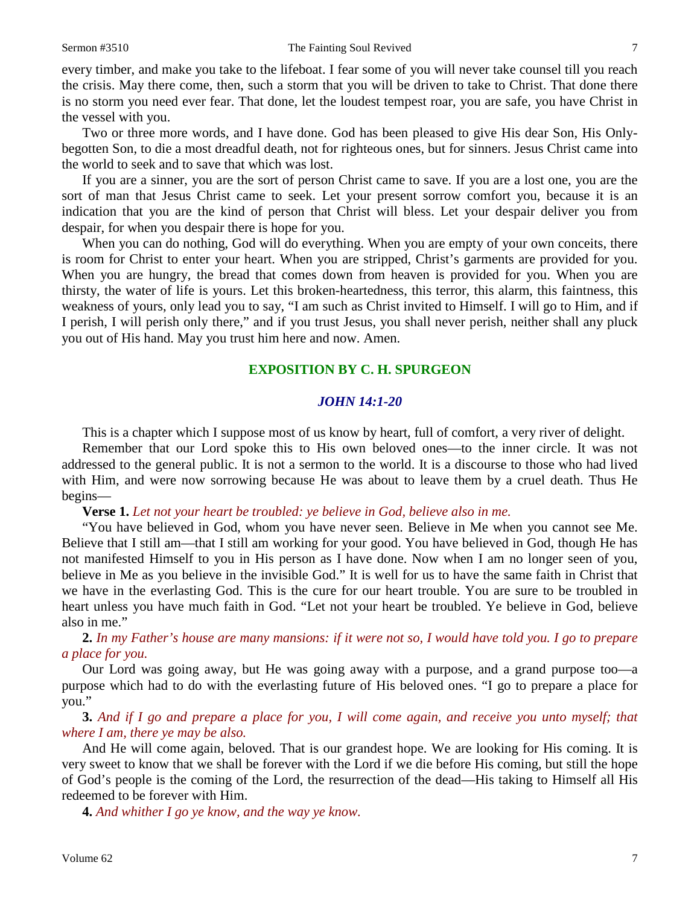every timber, and make you take to the lifeboat. I fear some of you will never take counsel till you reach the crisis. May there come, then, such a storm that you will be driven to take to Christ. That done there is no storm you need ever fear. That done, let the loudest tempest roar, you are safe, you have Christ in the vessel with you.

Two or three more words, and I have done. God has been pleased to give His dear Son, His Only-begotten Son, to die a most dreadful death, not for righteous ones, but for sinners. Jesus Christ came into the world to seek and to save that which was lost.

If you are a sinner, you are the sort of person Christ came to save. If you are a lost one, you are the sort of man that Jesus Christ came to seek. Let your present sorrow comfort you, because it is an indication that you are the kind of person that Christ will bless. Let your despair deliver you from despair, for when you despair there is hope for you.

When you can do nothing, God will do everything. When you are empty of your own conceits, there is room for Christ to enter your heart. When you are stripped, Christ's garments are provided for you. When you are hungry, the bread that comes down from heaven is provided for you. When you are thirsty, the water of life is yours. Let this broken-heartedness, this terror, this alarm, this faintness, this weakness of yours, only lead you to say, "I am such as Christ invited to Himself. I will go to Him, and if I perish, I will perish only there," and if you trust Jesus, you shall never perish, neither shall any pluck you out of His hand. May you trust him here and now. Amen.

## EXPOSITION BY C. H. SPURGEON

### *JOHN 14:1-20*

This is a chapter which I suppose most of us know by heart, full of comfort, a very river of delight.

Remember that our Lord spoke this to His own beloved ones—to the inner circle. It was not addressed to the general public. It is not a sermon to the world. It is a discourse to those who had lived with Him, and were now sorrowing because He was about to leave them by a cruel death. Thus He begins—

**Verse 1.** *Let not your heart be troubled: ye believe in God, believe also in me.*

"You have believed in God, whom you have never seen. Believe in Me when you cannot see Me. Believe that I still am—that I still am working for your good. You have believed in God, though He has not manifested Himself to you in His person as I have done. Now when I am no longer seen of you, believe in Me as you believe in the invisible God." It is well for us to have the same faith in Christ that we have in the everlasting God. This is the cure for our heart trouble. You are sure to be troubled in heart unless you have much faith in God. "Let not your heart be troubled. Ye believe in God, believe also in me."

**2.** *In my Father's house are many mansions: if it were not so, I would have told you. I go to prepare a place for you.*

Our Lord was going away, but He was going away with a purpose, and a grand purpose too—a purpose which had to do with the everlasting future of His beloved ones. "I go to prepare a place for you."

**3.** *And if I go and prepare a place for you, I will come again, and receive you unto myself; that where I am, there ye may be also.*

And He will come again, beloved. That is our grandest hope. We are looking for His coming. It is very sweet to know that we shall be forever with the Lord if we die before His coming, but still the hope of God's people is the coming of the Lord, the resurrection of the dead—His taking to Himself all His redeemed to be forever with Him.

**4.** *And whither I go ye know, and the way ye know.*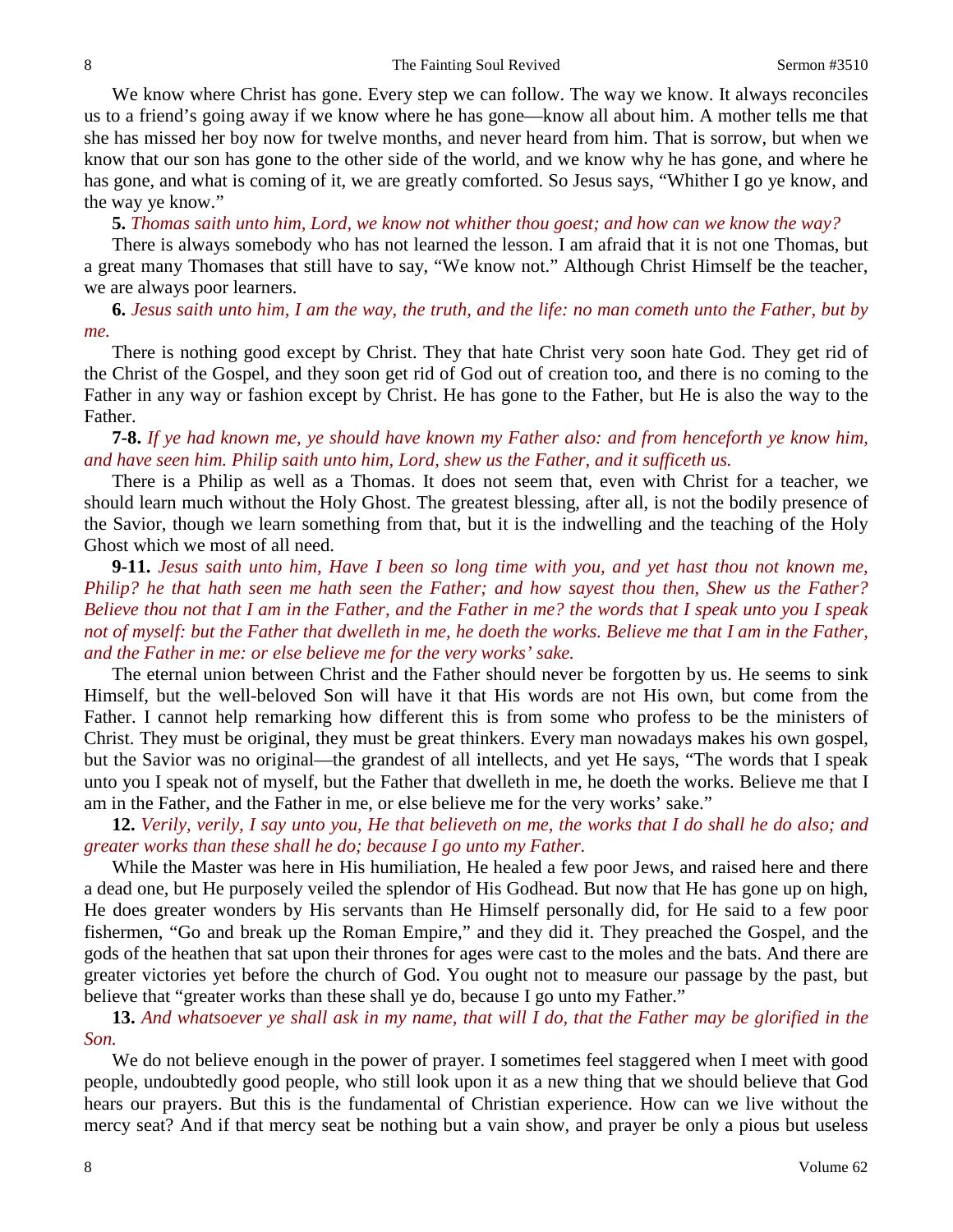We know where Christ has gone. Every step we can follow. The way we know. It always reconciles us to a friend's going away if we know where he has gone—know all about him. A mother tells me that she has missed her boy now for twelve months, and never heard from him. That is sorrow, but when we know that our son has gone to the other side of the world, and we know why he has gone, and where he has gone, and what is coming of it, we are greatly comforted. So Jesus says, "Whither I go ye know, and the way ye know."

**5.** *Thomas saith unto him, Lord, we know not whither thou goest; and how can we know the way?*

There is always somebody who has not learned the lesson. I am afraid that it is not one Thomas, but a great many Thomases that still have to say, "We know not." Although Christ Himself be the teacher, we are always poor learners.

**6.** *Jesus saith unto him, I am the way, the truth, and the life: no man cometh unto the Father, but by me.*

There is nothing good except by Christ. They that hate Christ very soon hate God. They get rid of the Christ of the Gospel, and they soon get rid of God out of creation too, and there is no coming to the Father in any way or fashion except by Christ. He has gone to the Father, but He is also the way to the Father.

**7-8.** *If ye had known me, ye should have known my Father also: and from henceforth ye know him, and have seen him. Philip saith unto him, Lord, shew us the Father, and it sufficeth us.*

There is a Philip as well as a Thomas. It does not seem that, even with Christ for a teacher, we should learn much without the Holy Ghost. The greatest blessing, after all, is not the bodily presence of the Savior, though we learn something from that, but it is the indwelling and the teaching of the Holy Ghost which we most of all need.

**9-11.** *Jesus saith unto him, Have I been so long time with you, and yet hast thou not known me, Philip? he that hath seen me hath seen the Father; and how sayest thou then, Shew us the Father? Believe thou not that I am in the Father, and the Father in me? the words that I speak unto you I speak not of myself: but the Father that dwelleth in me, he doeth the works. Believe me that I am in the Father, and the Father in me: or else believe me for the very works' sake.*

The eternal union between Christ and the Father should never be forgotten by us. He seems to sink Himself, but the well-beloved Son will have it that His words are not His own, but come from the Father. I cannot help remarking how different this is from some who profess to be the ministers of Christ. They must be original, they must be great thinkers. Every man nowadays makes his own gospel, but the Savior was no original—the grandest of all intellects, and yet He says, "The words that I speak unto you I speak not of myself, but the Father that dwelleth in me, he doeth the works. Believe me that I am in the Father, and the Father in me, or else believe me for the very works' sake."

**12.** *Verily, verily, I say unto you, He that believeth on me, the works that I do shall he do also; and greater works than these shall he do; because I go unto my Father.*

While the Master was here in His humiliation, He healed a few poor Jews, and raised here and there a dead one, but He purposely veiled the splendor of His Godhead. But now that He has gone up on high, He does greater wonders by His servants than He Himself personally did, for He said to a few poor fishermen, "Go and break up the Roman Empire," and they did it. They preached the Gospel, and the gods of the heathen that sat upon their thrones for ages were cast to the moles and the bats. And there are greater victories yet before the church of God. You ought not to measure our passage by the past, but believe that "greater works than these shall ye do, because I go unto my Father."

**13.** *And whatsoever ye shall ask in my name, that will I do, that the Father may be glorified in the Son.*

We do not believe enough in the power of prayer. I sometimes feel staggered when I meet with good people, undoubtedly good people, who still look upon it as a new thing that we should believe that God hears our prayers. But this is the fundamental of Christian experience. How can we live without the mercy seat? And if that mercy seat be nothing but a vain show, and prayer be only a pious but useless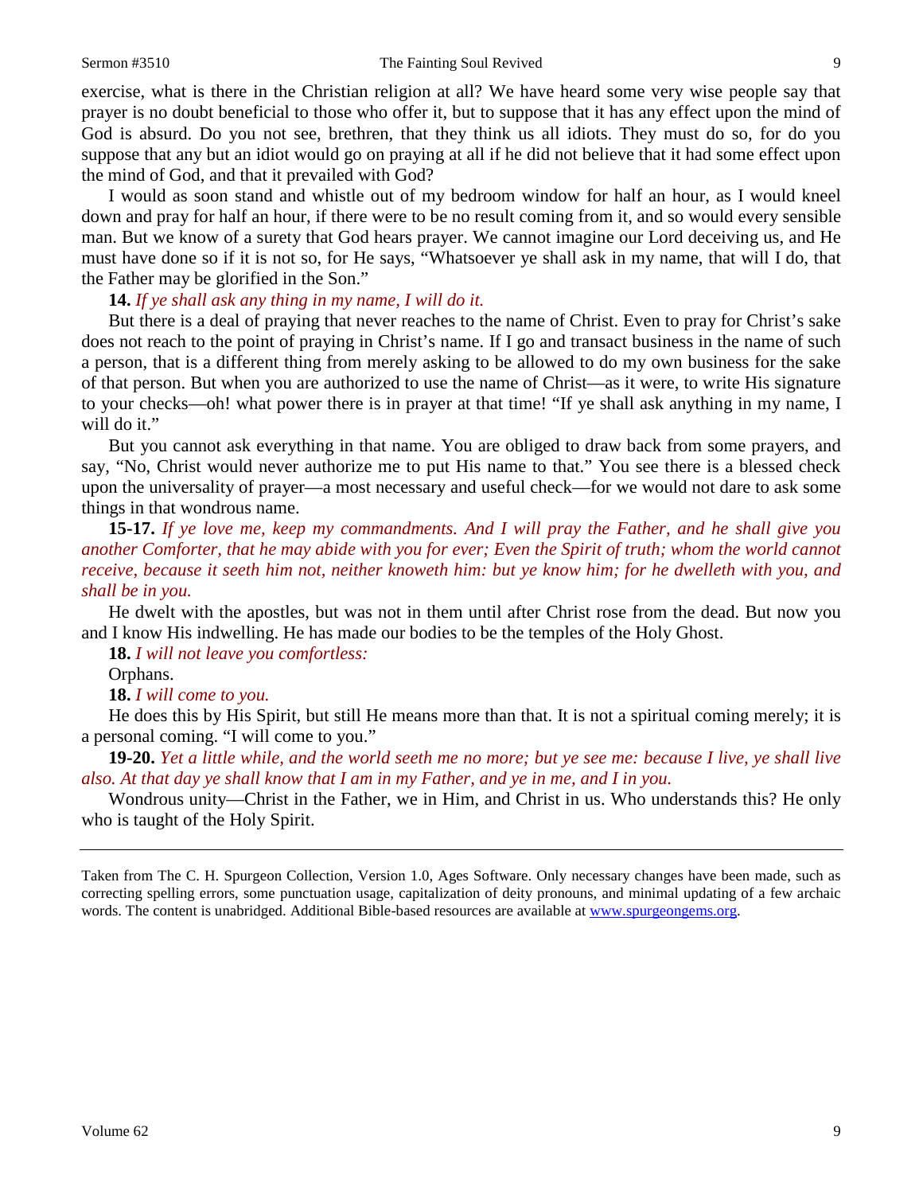exercise, what is there in the Christian religion at all? We have heard some very wise people say that prayer is no doubt beneficial to those who offer it, but to suppose that it has any effect upon the mind of God is absurd. Do you not see, brethren, that they think us all idiots. They must do so, for do you suppose that any but an idiot would go on praying at all if he did not believe that it had some effect upon the mind of God, and that it prevailed with God?

I would as soon stand and whistle out of my bedroom window for half an hour, as I would kneel down and pray for half an hour, if there were to be no result coming from it, and so would every sensible man. But we know of a surety that God hears prayer. We cannot imagine our Lord deceiving us, and He must have done so if it is not so, for He says, "Whatsoever ye shall ask in my name, that will I do, that the Father may be glorified in the Son."

**14.** *If ye shall ask any thing in my name, I will do it.*

But there is a deal of praying that never reaches to the name of Christ. Even to pray for Christ's sake does not reach to the point of praying in Christ's name. If I go and transact business in the name of such a person, that is a different thing from merely asking to be allowed to do my own business for the sake of that person. But when you are authorized to use the name of Christ—as it were, to write His signature to your checks—oh! what power there is in prayer at that time! "If ye shall ask anything in my name, I will do it."

But you cannot ask everything in that name. You are obliged to draw back from some prayers, and say, "No, Christ would never authorize me to put His name to that." You see there is a blessed check upon the universality of prayer—a most necessary and useful check—for we would not dare to ask some things in that wondrous name.

**15-17.** *If ye love me, keep my commandments. And I will pray the Father, and he shall give you another Comforter, that he may abide with you for ever; Even the Spirit of truth; whom the world cannot receive, because it seeth him not, neither knoweth him: but ye know him; for he dwelleth with you, and shall be in you.*

He dwelt with the apostles, but was not in them until after Christ rose from the dead. But now you and I know His indwelling. He has made our bodies to be the temples of the Holy Ghost.

**18.** *I will not leave you comfortless:*

Orphans.

**18.** *I will come to you.*

He does this by His Spirit, but still He means more than that. It is not a spiritual coming merely; it is a personal coming. "I will come to you."

**19-20.** *Yet a little while, and the world seeth me no more; but ye see me: because I live, ye shall live also. At that day ye shall know that I am in my Father, and ye in me, and I in you.*

Wondrous unity—Christ in the Father, we in Him, and Christ in us. Who understands this? He only who is taught of the Holy Spirit.

---

Taken from The C. H. Spurgeon Collection, Version 1.0, Ages Software. Only necessary changes have been made, such as correcting spelling errors, some punctuation usage, capitalization of deity pronouns, and minimal updating of a few archaic words. The content is unabridged. Additional Bible-based resources are available at www.spurgeongems.org.